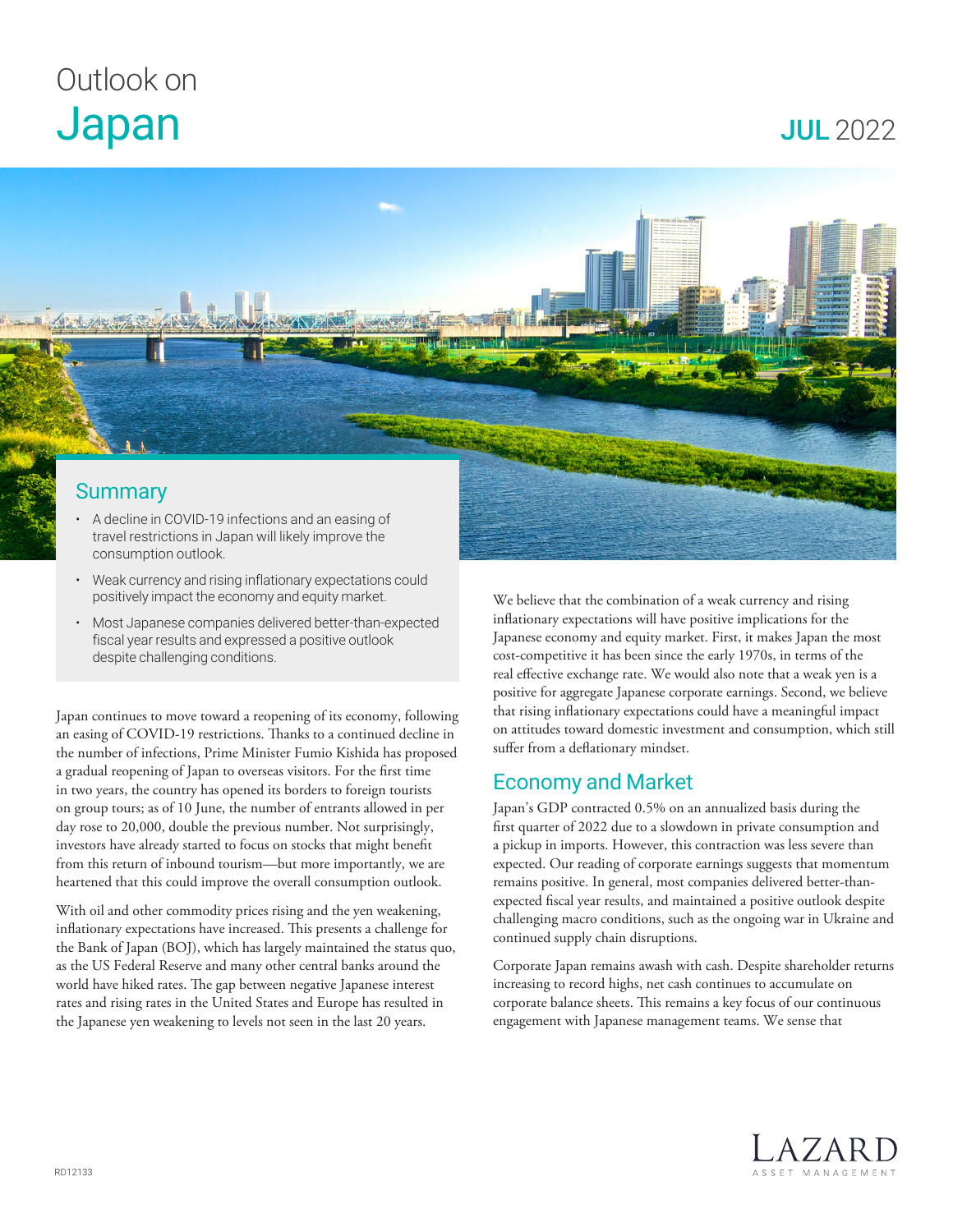# Outlook on Japan

JUL 2022

## Summary

- A decline in COVID-19 infections and an easing of travel restrictions in Japan will likely improve the consumption outlook.
- Weak currency and rising inflationary expectations could positively impact the economy and equity market.
- Most Japanese companies delivered better-than-expected fiscal year results and expressed a positive outlook despite challenging conditions.

Japan continues to move toward a reopening of its economy, following an easing of COVID-19 restrictions. Thanks to a continued decline in the number of infections, Prime Minister Fumio Kishida has proposed a gradual reopening of Japan to overseas visitors. For the first time in two years, the country has opened its borders to foreign tourists on group tours; as of 10 June, the number of entrants allowed in per day rose to 20,000, double the previous number. Not surprisingly, investors have already started to focus on stocks that might benefit from this return of inbound tourism—but more importantly, we are heartened that this could improve the overall consumption outlook.

With oil and other commodity prices rising and the yen weakening, inflationary expectations have increased. This presents a challenge for the Bank of Japan (BOJ), which has largely maintained the status quo, as the US Federal Reserve and many other central banks around the world have hiked rates. The gap between negative Japanese interest rates and rising rates in the United States and Europe has resulted in the Japanese yen weakening to levels not seen in the last 20 years.

We believe that the combination of a weak currency and rising inflationary expectations will have positive implications for the Japanese economy and equity market. First, it makes Japan the most cost-competitive it has been since the early 1970s, in terms of the real effective exchange rate. We would also note that a weak yen is a positive for aggregate Japanese corporate earnings. Second, we believe that rising inflationary expectations could have a meaningful impact on attitudes toward domestic investment and consumption, which still suffer from a deflationary mindset.

## Economy and Market

Japan's GDP contracted 0.5% on an annualized basis during the first quarter of 2022 due to a slowdown in private consumption and a pickup in imports. However, this contraction was less severe than expected. Our reading of corporate earnings suggests that momentum remains positive. In general, most companies delivered better-than-expected fiscal year results, and maintained a positive outlook despite challenging macro conditions, such as the ongoing war in Ukraine and continued supply chain disruptions.

Corporate Japan remains awash with cash. Despite shareholder returns increasing to record highs, net cash continues to accumulate on corporate balance sheets. This remains a key focus of our continuous engagement with Japanese management teams. We sense that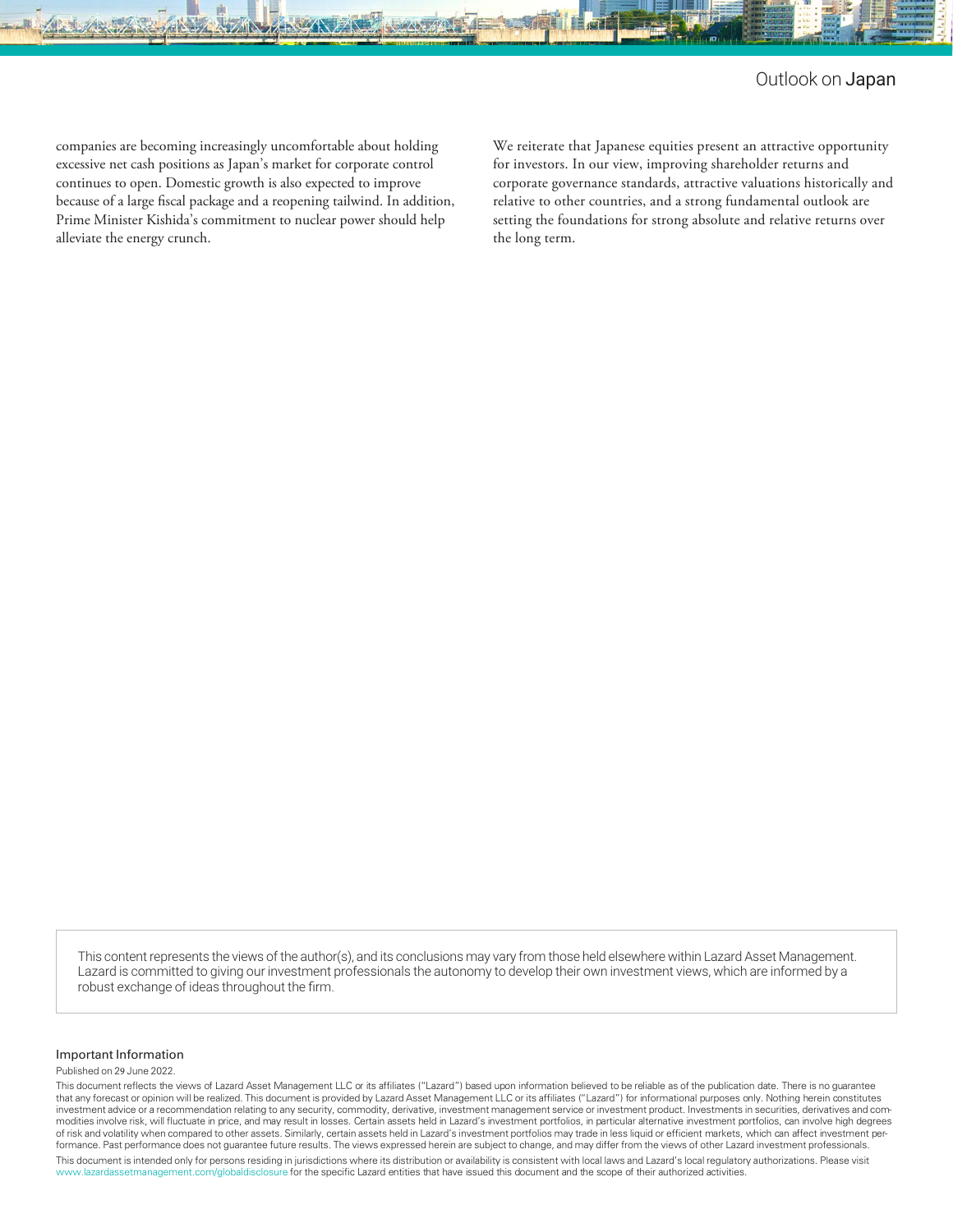companies are becoming increasingly uncomfortable about holding excessive net cash positions as Japan's market for corporate control continues to open. Domestic growth is also expected to improve because of a large fiscal package and a reopening tailwind. In addition, Prime Minister Kishida's commitment to nuclear power should help alleviate the energy crunch.

We reiterate that Japanese equities present an attractive opportunity for investors. In our view, improving shareholder returns and corporate governance standards, attractive valuations historically and relative to other countries, and a strong fundamental outlook are setting the foundations for strong absolute and relative returns over the long term.

This content represents the views of the author(s), and its conclusions may vary from those held elsewhere within Lazard Asset Management. Lazard is committed to giving our investment professionals the autonomy to develop their own investment views, which are informed by a robust exchange of ideas throughout the firm.

### Important Information

Published on 29 June 2022.

This document reflects the views of Lazard Asset Management LLC or its affiliates ("Lazard") based upon information believed to be reliable as of the publication date. There is no guarantee that any forecast or opinion will be realized. This document is provided by Lazard Asset Management LLC or its affiliates ("Lazard") for informational purposes only. Nothing herein constitutes investment advice or a recommendation relating to any security, commodity, derivative, investment management service or investment product. Investments in securities, derivatives and commodities involve risk, will fluctuate in price, and may result in losses. Certain assets held in Lazard's investment portfolios, in particular alternative investment portfolios, can involve high degrees of risk and volatility when compared to other assets. Similarly, certain assets held in Lazard's investment portfolios may trade in less liquid or efficient markets, which can affect investment performance. Past performance does not guarantee future results. The views expressed herein are subject to change, and may differ from the views of other Lazard investment professionals.

This document is intended only for persons residing in jurisdictions where its distribution or availability is consistent with local laws and Lazard's local regulatory authorizations. Please visit www.lazardassetmanagement.com/globaldisclosure for the specific Lazard entities that have issued this document and the scope of their authorized activities.